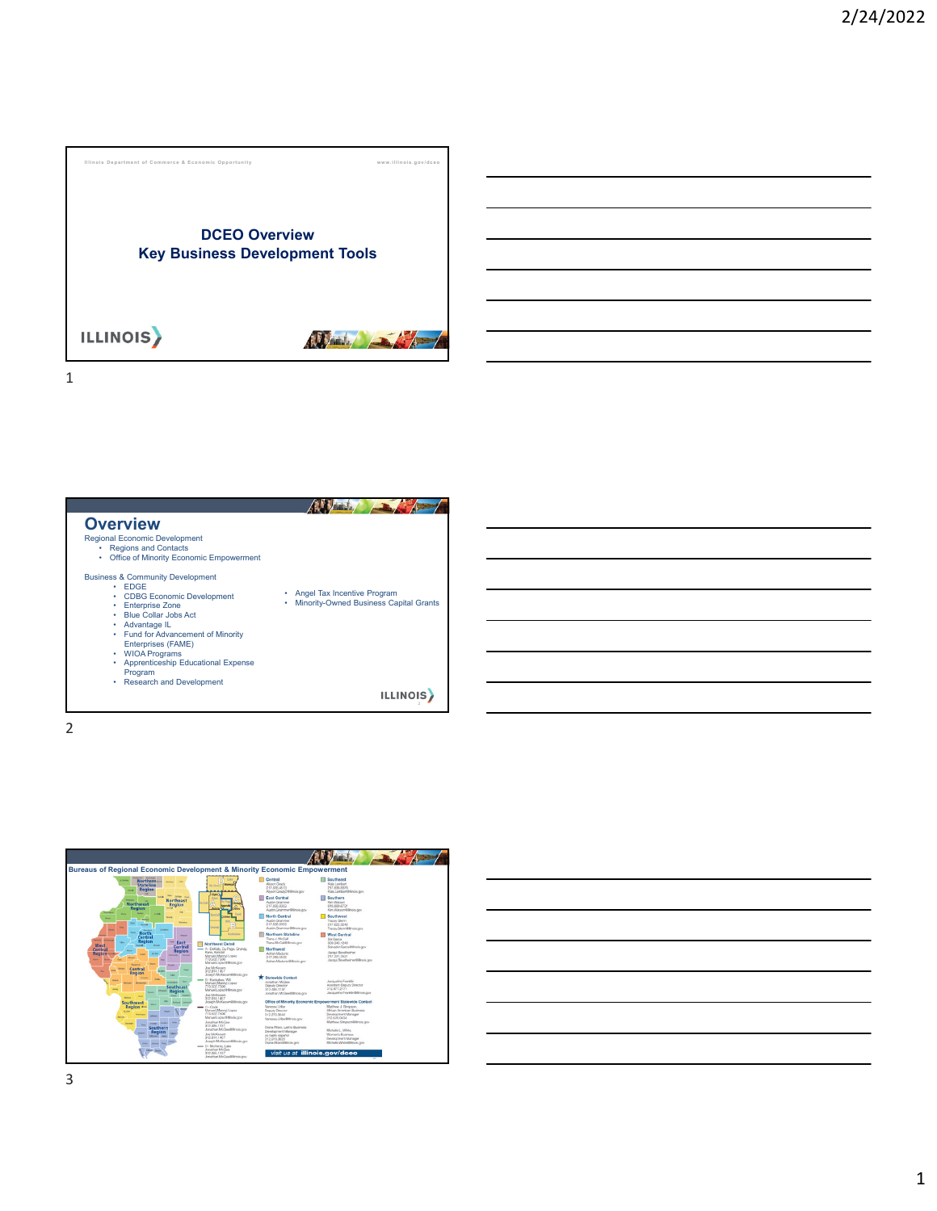Illinois Department of Commerce & Economic Opportunity www.illinois.gov/dceo

# DCEO Overview
## Key Business Development Tools

ILLINOIS

## Overview

Regional Economic Development
- Regions and Contacts
- Office of Minority Economic Empowerment

Business & Community Development
- EDGE
- CDBG Economic Development
- Enterprise Zone
- Blue Collar Jobs Act
- Advantage IL
- Fund for Advancement of Minority Enterprises (FAME)
- WIOA Programs
- Apprenticeship Educational Expense Program
- Research and Development
- Angel Tax Incentive Program
- Minority-Owned Business Capital Grants

ILLINOIS

## Bureaus of Regional Economic Development & Minority Economic Empowerment

visit us at illinois.gov/dceo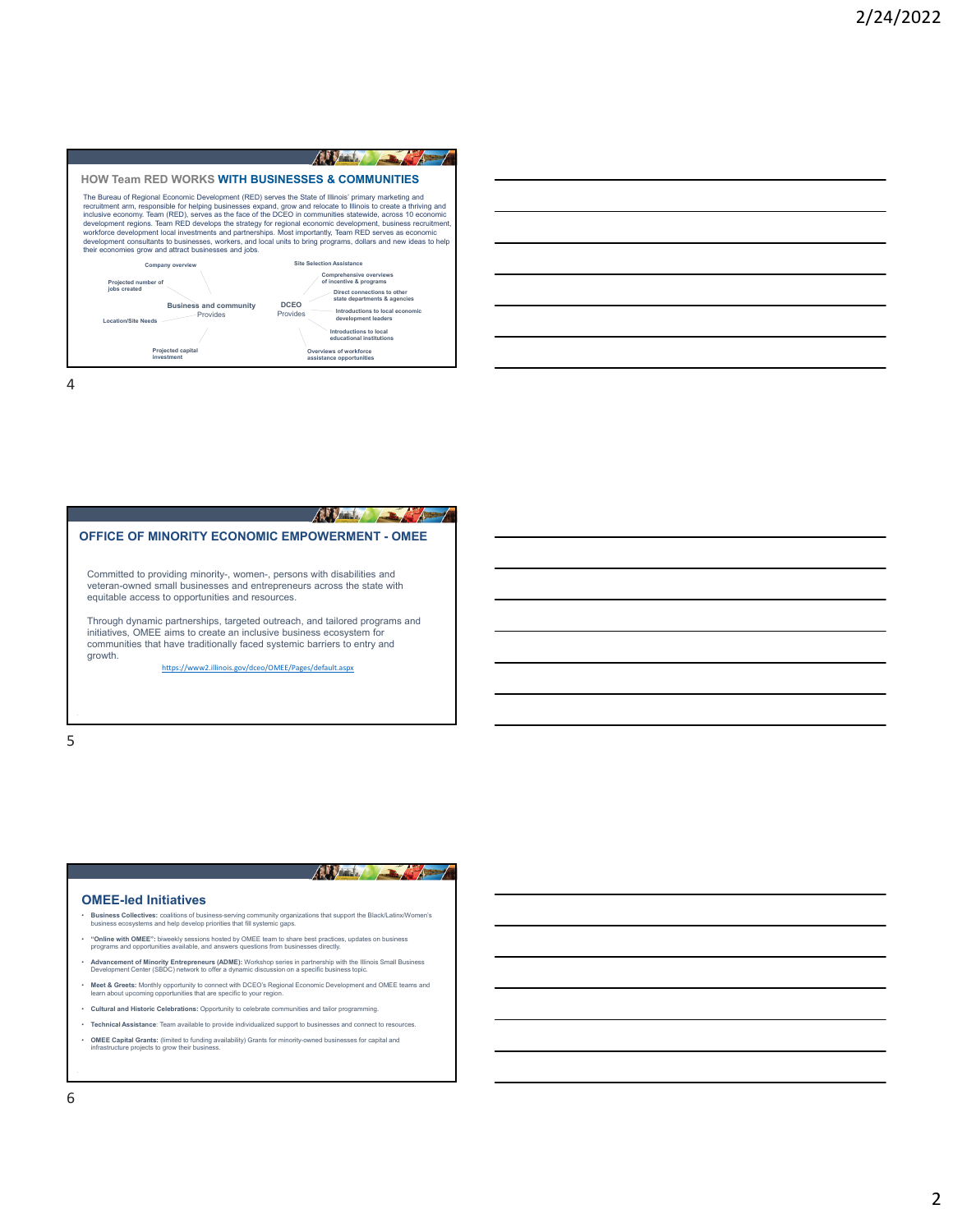## HOW Team RED WORKS WITH BUSINESSES & COMMUNITIES

The Bureau of Regional Economic Development (RED) serves the State of Illinois' primary marketing and recruitment arm, responsible for helping businesses expand, grow and relocate to Illinois to create a thriving and inclusive economy. Team (RED), serves as the face of the DCEO in communities statewide, across 10 economic development regions. Team RED develops the strategy for regional economic development, business recruitment, workforce development local investments and partnerships. Most importantly, Team RED serves as economic development consultants to businesses, workers, and local units to bring programs, dollars and new ideas to help their economies grow and attract businesses and jobs.

Business and community Provides

- Company overview
- Projected number of jobs created
- Location/Site Needs
- Projected capital investment

DCEO Provides

- Site Selection Assistance
- Comprehensive overviews of incentive & programs
- Direct connections to other state departments & agencies
- Introductions to local economic development leaders
- Introductions to local educational institutions
- Overviews of workforce assistance opportunities

## OFFICE OF MINORITY ECONOMIC EMPOWERMENT - OMEE

Committed to providing minority-, women-, persons with disabilities and veteran-owned small businesses and entrepreneurs across the state with equitable access to opportunities and resources.

Through dynamic partnerships, targeted outreach, and tailored programs and initiatives, OMEE aims to create an inclusive business ecosystem for communities that have traditionally faced systemic barriers to entry and growth.

https://www2.illinois.gov/dceo/OMEE/Pages/default.aspx

## OMEE-led Initiatives

- **Business Collectives:** coalitions of business-serving community organizations that support the Black/Latinx/Women's business ecosystems and help develop priorities that fill systemic gaps.
- **"Online with OMEE":** biweekly sessions hosted by OMEE team to share best practices, updates on business programs and opportunities available, and answers questions from businesses directly.
- **Advancement of Minority Entrepreneurs (ADME):** Workshop series in partnership with the Illinois Small Business Development Center (SBDC) network to offer a dynamic discussion on a specific business topic.
- **Meet & Greets:** Monthly opportunity to connect with DCEO's Regional Economic Development and OMEE teams and learn about upcoming opportunities that are specific to your region.
- **Cultural and Historic Celebrations:** Opportunity to celebrate communities and tailor programming.
- **Technical Assistance**: Team available to provide individualized support to businesses and connect to resources.
- **OMEE Capital Grants:** (limited to funding availability) Grants for minority-owned businesses for capital and infrastructure projects to grow their business.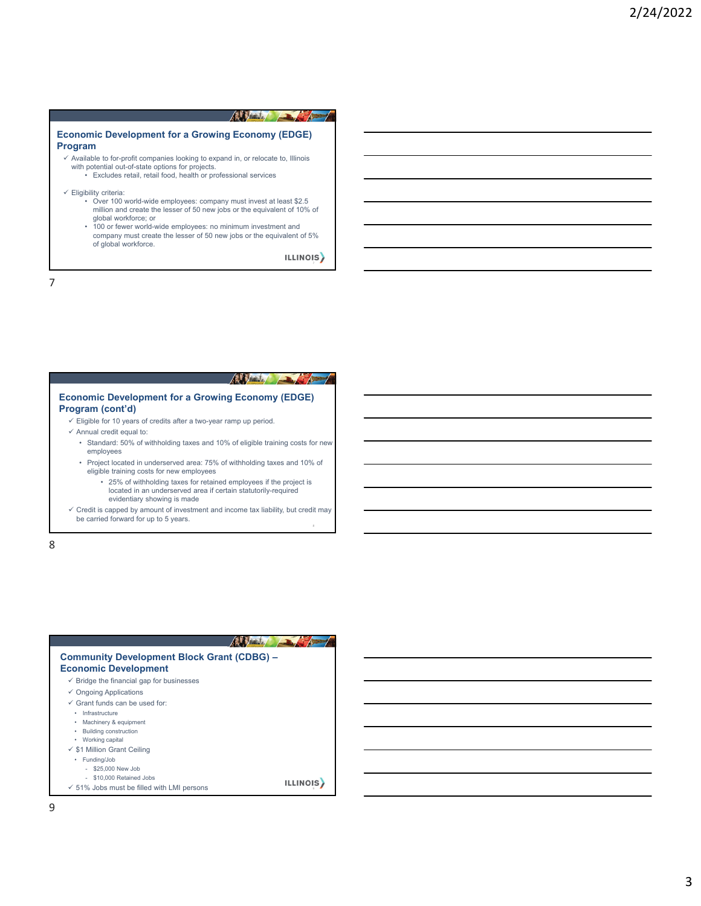## Economic Development for a Growing Economy (EDGE) Program

- ✓ Available to for-profit companies looking to expand in, or relocate to, Illinois with potential out-of-state options for projects.
  - Excludes retail, retail food, health or professional services
- ✓ Eligibility criteria:
  - Over 100 world-wide employees: company must invest at least $2.5 million and create the lesser of 50 new jobs or the equivalent of 10% of global workforce; or
  - 100 or fewer world-wide employees: no minimum investment and company must create the lesser of 50 new jobs or the equivalent of 5% of global workforce.

## Economic Development for a Growing Economy (EDGE) Program (cont'd)

- ✓ Eligible for 10 years of credits after a two-year ramp up period.
- ✓ Annual credit equal to:
  - Standard: 50% of withholding taxes and 10% of eligible training costs for new employees
  - Project located in underserved area: 75% of withholding taxes and 10% of eligible training costs for new employees
    - 25% of withholding taxes for retained employees if the project is located in an underserved area if certain statutorily-required evidentiary showing is made
- ✓ Credit is capped by amount of investment and income tax liability, but credit may be carried forward for up to 5 years.

## Community Development Block Grant (CDBG) – Economic Development

- ✓ Bridge the financial gap for businesses
- ✓ Ongoing Applications
- ✓ Grant funds can be used for:
  - Infrastructure
  - Machinery & equipment
  - Building construction
  - Working capital
- ✓ $1 Million Grant Ceiling
  - Funding/Job
    - $25,000 New Job
    - $10,000 Retained Jobs
- ✓ 51% Jobs must be filled with LMI persons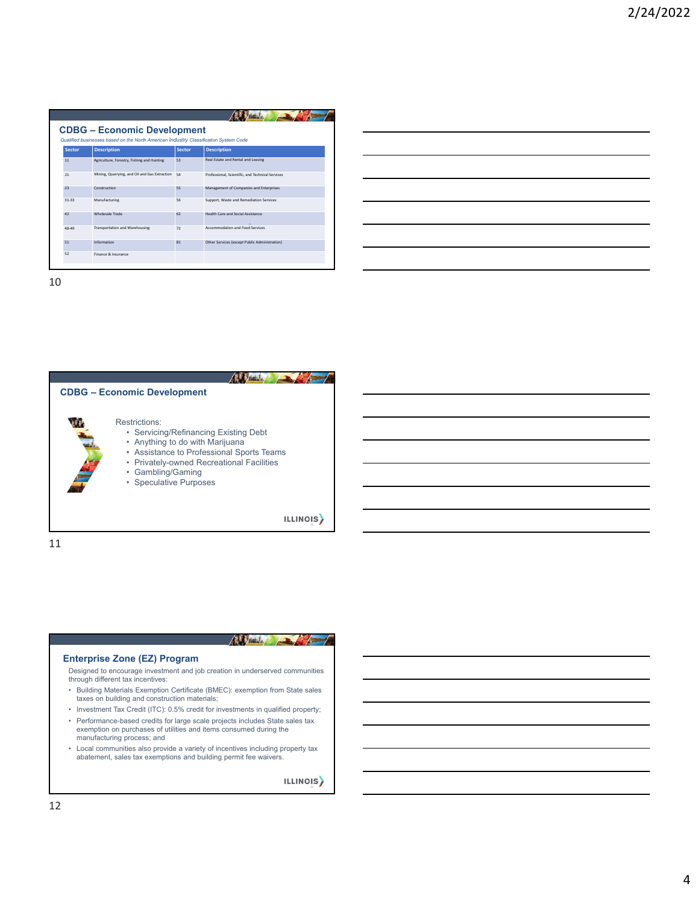## CDBG – Economic Development

*Qualified businesses based on the North American Industry Classification System Code*

| Sector | Description | Sector | Description |
|---|---|---|---|
| 11 | Agriculture, Forestry, Fishing and Hunting | 53 | Real Estate and Rental and Leasing |
| 21 | Mining, Quarrying, and Oil and Gas Extraction | 54 | Professional, Scientific, and Technical Services |
| 23 | Construction | 55 | Management of Companies and Enterprises |
| 31-33 | Manufacturing | 56 | Support, Waste and Remediation Services |
| 42 | Wholesale Trade | 62 | Health Care and Social Assistance |
| 48-49 | Transportation and Warehousing | 72 | Accommodation and Food Services |
| 51 | Information | 81 | Other Services (except Public Administration) |
| 52 | Finance & Insurance | | |

## CDBG – Economic Development

Restrictions:

- Servicing/Refinancing Existing Debt
- Anything to do with Marijuana
- Assistance to Professional Sports Teams
- Privately-owned Recreational Facilities
- Gambling/Gaming
- Speculative Purposes

ILLINOIS

## Enterprise Zone (EZ) Program

Designed to encourage investment and job creation in underserved communities through different tax incentives:

- Building Materials Exemption Certificate (BMEC): exemption from State sales taxes on building and construction materials;
- Investment Tax Credit (ITC): 0.5% credit for investments in qualified property;
- Performance-based credits for large scale projects includes State sales tax exemption on purchases of utilities and items consumed during the manufacturing process; and
- Local communities also provide a variety of incentives including property tax abatement, sales tax exemptions and building permit fee waivers.

ILLINOIS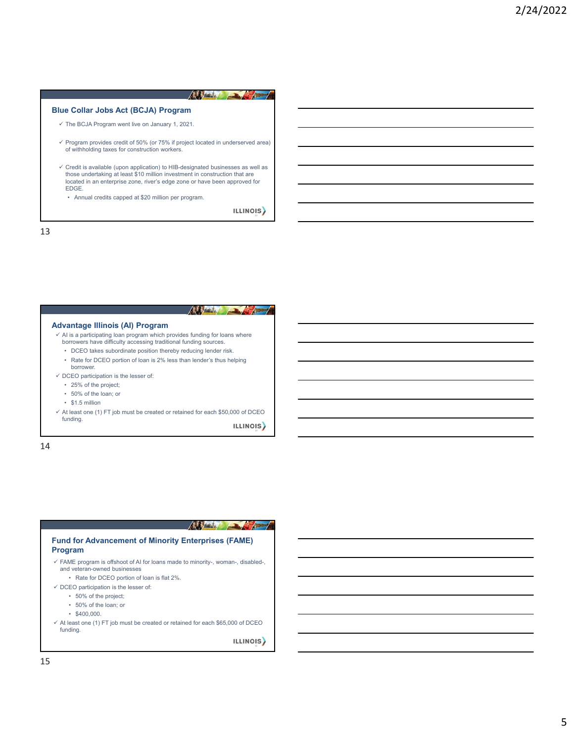## Blue Collar Jobs Act (BCJA) Program

- ✓ The BCJA Program went live on January 1, 2021.
- ✓ Program provides credit of 50% (or 75% if project located in underserved area) of withholding taxes for construction workers.
- ✓ Credit is available (upon application) to HIB-designated businesses as well as those undertaking at least $10 million investment in construction that are located in an enterprise zone, river's edge zone or have been approved for EDGE.
  - Annual credits capped at $20 million per program.

## Advantage Illinois (AI) Program

- ✓ AI is a participating loan program which provides funding for loans where borrowers have difficulty accessing traditional funding sources.
  - DCEO takes subordinate position thereby reducing lender risk.
  - Rate for DCEO portion of loan is 2% less than lender's thus helping borrower.
- ✓ DCEO participation is the lesser of:
  - 25% of the project;
  - 50% of the loan; or
  - $1.5 million
- ✓ At least one (1) FT job must be created or retained for each $50,000 of DCEO funding.

## Fund for Advancement of Minority Enterprises (FAME) Program

- ✓ FAME program is offshoot of AI for loans made to minority-, woman-, disabled-, and veteran-owned businesses
  - Rate for DCEO portion of loan is flat 2%.
- ✓ DCEO participation is the lesser of:
  - 50% of the project;
  - 50% of the loan; or
  - $400,000.
- ✓ At least one (1) FT job must be created or retained for each $65,000 of DCEO funding.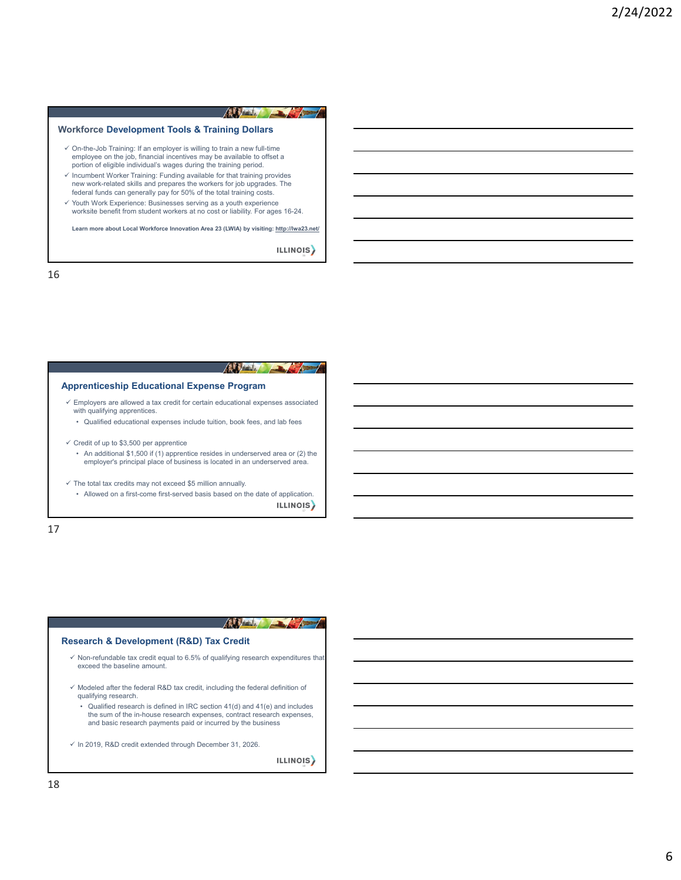## Workforce Development Tools & Training Dollars

- ✓ On-the-Job Training: If an employer is willing to train a new full-time employee on the job, financial incentives may be available to offset a portion of eligible individual's wages during the training period.
- ✓ Incumbent Worker Training: Funding available for that training provides new work-related skills and prepares the workers for job upgrades. The federal funds can generally pay for 50% of the total training costs.
- ✓ Youth Work Experience: Businesses serving as a youth experience worksite benefit from student workers at no cost or liability. For ages 16-24.

**Learn more about Local Workforce Innovation Area 23 (LWIA) by visiting: http://lwa23.net/**

ILLINOIS

## Apprenticeship Educational Expense Program

- ✓ Employers are allowed a tax credit for certain educational expenses associated with qualifying apprentices.
  - Qualified educational expenses include tuition, book fees, and lab fees
- ✓ Credit of up to $3,500 per apprentice
  - An additional $1,500 if (1) apprentice resides in underserved area or (2) the employer's principal place of business is located in an underserved area.
- ✓ The total tax credits may not exceed $5 million annually.
  - Allowed on a first-come first-served basis based on the date of application.

ILLINOIS

## Research & Development (R&D) Tax Credit

- ✓ Non-refundable tax credit equal to 6.5% of qualifying research expenditures that exceed the baseline amount.
- ✓ Modeled after the federal R&D tax credit, including the federal definition of qualifying research.
  - Qualified research is defined in IRC section 41(d) and 41(e) and includes the sum of the in-house research expenses, contract research expenses, and basic research payments paid or incurred by the business
- ✓ In 2019, R&D credit extended through December 31, 2026.

ILLINOIS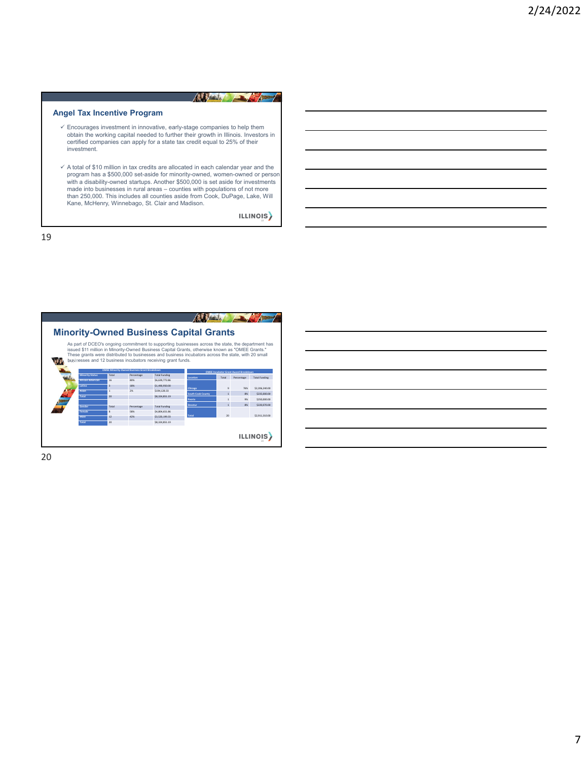## Angel Tax Incentive Program

- ✓ Encourages investment in innovative, early-stage companies to help them obtain the working capital needed to further their growth in Illinois. Investors in certified companies can apply for a state tax credit equal to 25% of their investment.
- ✓ A total of $10 million in tax credits are allocated in each calendar year and the program has a $500,000 set-aside for minority-owned, women-owned or person with a disability-owned startups. Another $500,000 is set aside for investments made into businesses in rural areas – counties with populations of not more than 250,000. This includes all counties aside from Cook, DuPage, Lake, Will Kane, McHenry, Winnebago, St. Clair and Madison.

ILLINOIS

## Minority-Owned Business Capital Grants

As part of DCEO's ongoing commitment to supporting businesses across the state, the department has issued $11 million in Minority-Owned Business Capital Grants, otherwise known as "OMEE Grants." These grants were distributed to businesses and business incubators across the state, with 20 small businesses and 12 business incubators receiving grant funds.

OMEE Minority-Owned Business Grant Breakdown

| Minority Status | Total | Percentage | Total Funding |
|---|---|---|---|
| African American | 16 | 80% | $6,639,772.86 |
| Latino | 3 | 18% | $1,490,950.00 |
| Asian | 1 | 2% | $194,128.33 |
| Total | 20 | | $8,324,851.19 |

| Gender | Total | Percentage | Total Funding |
|---|---|---|---|
| Female | 8 | 58% | $4,804,651.86 |
| Male | 12 | 42% | $3,520,199.33 |
| Total | 20 | | $8,324,851.19 |

OMEE Incubator Grant Award Breakdown

| Location | Total | Percentage | Total Funding |
|---|---|---|---|
| Chicago | 9 | 76% | $2,206,240.00 |
| South Cook County | 1 | 8% | $235,000.00 |
| Peoria | 1 | 9% | $250,000.00 |
| Decatur | 1 | 8% | $220,070.00 |
| Total | 20 | | $2,911,310.00 |

ILLINOIS